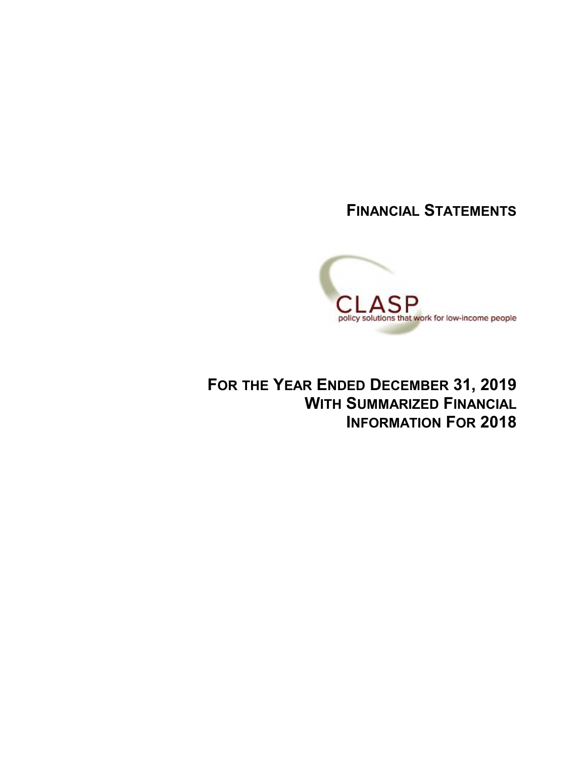# FINANCIAL STATEMENTS

CLASP

policy solutions that work for low-income people

# FOR THE YEAR ENDED DECEMBER 31, 2019 WITH SUMMARIZED FINANCIAL INFORMATION FOR 2018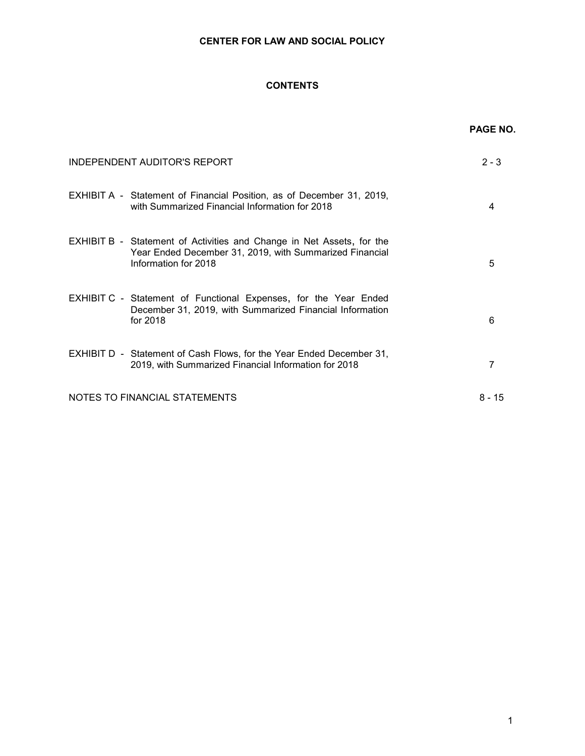# CENTER FOR LAW AND SOCIAL POLICY

## CONTENTS

| | PAGE NO. |
|---|---|
| INDEPENDENT AUDITOR'S REPORT | 2 - 3 |
| EXHIBIT A - Statement of Financial Position, as of December 31, 2019, with Summarized Financial Information for 2018 | 4 |
| EXHIBIT B - Statement of Activities and Change in Net Assets, for the Year Ended December 31, 2019, with Summarized Financial Information for 2018 | 5 |
| EXHIBIT C - Statement of Functional Expenses, for the Year Ended December 31, 2019, with Summarized Financial Information for 2018 | 6 |
| EXHIBIT D - Statement of Cash Flows, for the Year Ended December 31, 2019, with Summarized Financial Information for 2018 | 7 |
| NOTES TO FINANCIAL STATEMENTS | 8 - 15 |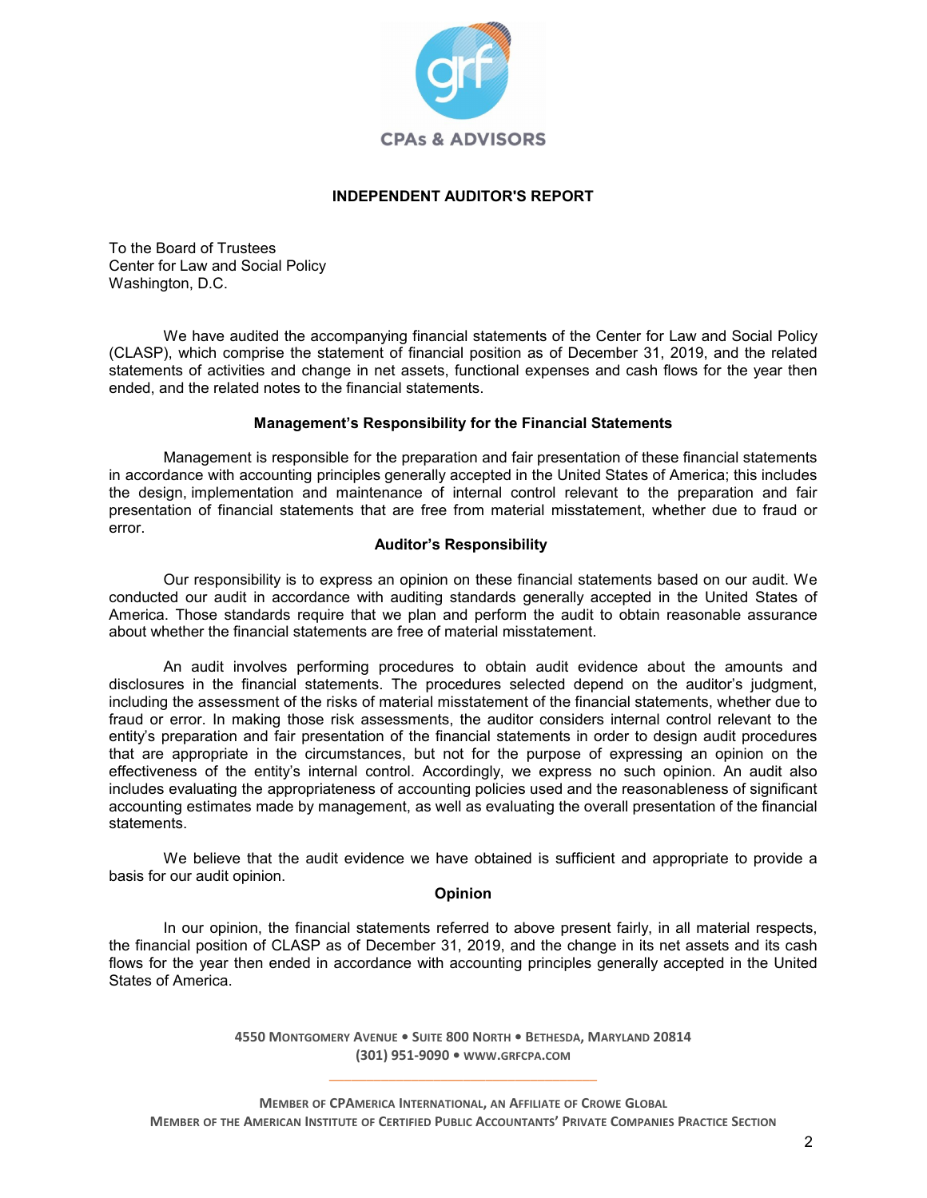# INDEPENDENT AUDITOR'S REPORT

To the Board of Trustees
Center for Law and Social Policy
Washington, D.C.

We have audited the accompanying financial statements of the Center for Law and Social Policy (CLASP), which comprise the statement of financial position as of December 31, 2019, and the related statements of activities and change in net assets, functional expenses and cash flows for the year then ended, and the related notes to the financial statements.

## Management's Responsibility for the Financial Statements

Management is responsible for the preparation and fair presentation of these financial statements in accordance with accounting principles generally accepted in the United States of America; this includes the design, implementation and maintenance of internal control relevant to the preparation and fair presentation of financial statements that are free from material misstatement, whether due to fraud or error.

## Auditor's Responsibility

Our responsibility is to express an opinion on these financial statements based on our audit. We conducted our audit in accordance with auditing standards generally accepted in the United States of America. Those standards require that we plan and perform the audit to obtain reasonable assurance about whether the financial statements are free of material misstatement.

An audit involves performing procedures to obtain audit evidence about the amounts and disclosures in the financial statements. The procedures selected depend on the auditor's judgment, including the assessment of the risks of material misstatement of the financial statements, whether due to fraud or error. In making those risk assessments, the auditor considers internal control relevant to the entity's preparation and fair presentation of the financial statements in order to design audit procedures that are appropriate in the circumstances, but not for the purpose of expressing an opinion on the effectiveness of the entity's internal control. Accordingly, we express no such opinion. An audit also includes evaluating the appropriateness of accounting policies used and the reasonableness of significant accounting estimates made by management, as well as evaluating the overall presentation of the financial statements.

We believe that the audit evidence we have obtained is sufficient and appropriate to provide a basis for our audit opinion.

## Opinion

In our opinion, the financial statements referred to above present fairly, in all material respects, the financial position of CLASP as of December 31, 2019, and the change in its net assets and its cash flows for the year then ended in accordance with accounting principles generally accepted in the United States of America.

4550 Montgomery Avenue • Suite 800 North • Bethesda, Maryland 20814
(301) 951-9090 • www.grfcpa.com

Member of CPAmerica International, an Affiliate of Crowe Global
Member of the American Institute of Certified Public Accountants' Private Companies Practice Section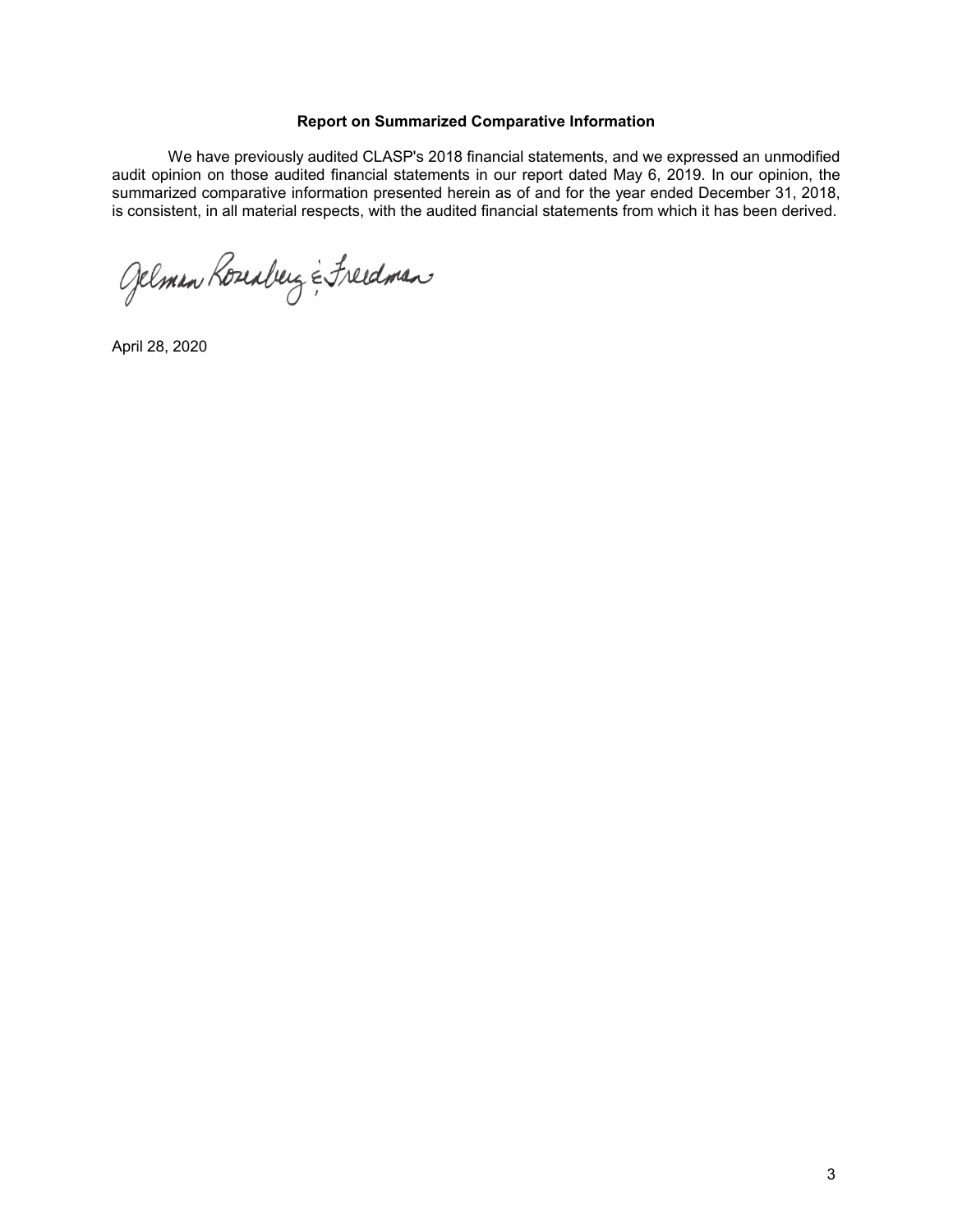**Report on Summarized Comparative Information**

We have previously audited CLASP's 2018 financial statements, and we expressed an unmodified audit opinion on those audited financial statements in our report dated May 6, 2019. In our opinion, the summarized comparative information presented herein as of and for the year ended December 31, 2018, is consistent, in all material respects, with the audited financial statements from which it has been derived.

Gelman Rosenberg & Freedman

April 28, 2020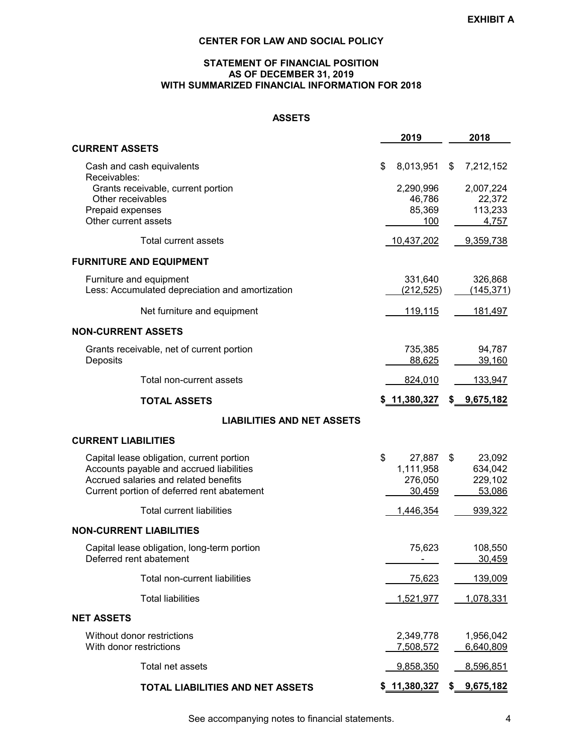**EXHIBIT A**

# CENTER FOR LAW AND SOCIAL POLICY

## STATEMENT OF FINANCIAL POSITION
## AS OF DECEMBER 31, 2019
## WITH SUMMARIZED FINANCIAL INFORMATION FOR 2018

### ASSETS

| | 2019 | 2018 |
|---|---|---|
| **CURRENT ASSETS** | | |
| Cash and cash equivalents | $ 8,013,951 | $ 7,212,152 |
| Receivables: | | |
| Grants receivable, current portion | 2,290,996 | 2,007,224 |
| Other receivables | 46,786 | 22,372 |
| Prepaid expenses | 85,369 | 113,233 |
| Other current assets | 100 | 4,757 |
| Total current assets | 10,437,202 | 9,359,738 |
| **FURNITURE AND EQUIPMENT** | | |
| Furniture and equipment | 331,640 | 326,868 |
| Less: Accumulated depreciation and amortization | (212,525) | (145,371) |
| Net furniture and equipment | 119,115 | 181,497 |
| **NON-CURRENT ASSETS** | | |
| Grants receivable, net of current portion | 735,385 | 94,787 |
| Deposits | 88,625 | 39,160 |
| Total non-current assets | 824,010 | 133,947 |
| **TOTAL ASSETS** | **$ 11,380,327** | **$ 9,675,182** |

### LIABILITIES AND NET ASSETS

| | 2019 | 2018 |
|---|---|---|
| **CURRENT LIABILITIES** | | |
| Capital lease obligation, current portion | $ 27,887 | $ 23,092 |
| Accounts payable and accrued liabilities | 1,111,958 | 634,042 |
| Accrued salaries and related benefits | 276,050 | 229,102 |
| Current portion of deferred rent abatement | 30,459 | 53,086 |
| Total current liabilities | 1,446,354 | 939,322 |
| **NON-CURRENT LIABILITIES** | | |
| Capital lease obligation, long-term portion | 75,623 | 108,550 |
| Deferred rent abatement | - | 30,459 |
| Total non-current liabilities | 75,623 | 139,009 |
| Total liabilities | 1,521,977 | 1,078,331 |
| **NET ASSETS** | | |
| Without donor restrictions | 2,349,778 | 1,956,042 |
| With donor restrictions | 7,508,572 | 6,640,809 |
| Total net assets | 9,858,350 | 8,596,851 |
| **TOTAL LIABILITIES AND NET ASSETS** | **$ 11,380,327** | **$ 9,675,182** |

See accompanying notes to financial statements.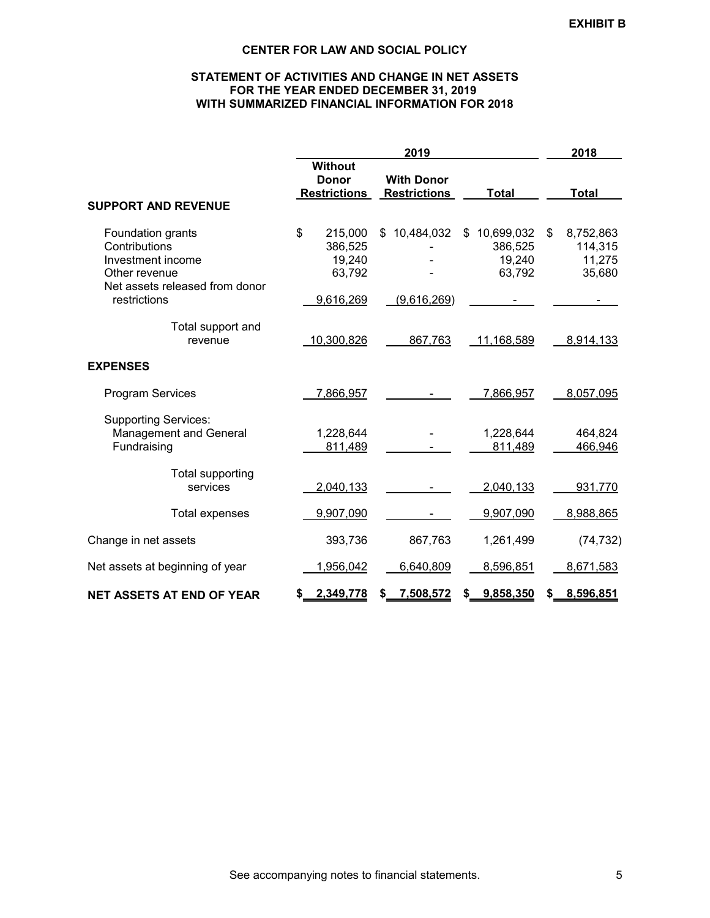EXHIBIT B

# CENTER FOR LAW AND SOCIAL POLICY

## STATEMENT OF ACTIVITIES AND CHANGE IN NET ASSETS
## FOR THE YEAR ENDED DECEMBER 31, 2019
## WITH SUMMARIZED FINANCIAL INFORMATION FOR 2018

| | 2019 | | | 2018 |
|---|---|---|---|---|
| | Without Donor Restrictions | With Donor Restrictions | Total | Total |
| **SUPPORT AND REVENUE** | | | | |
| Foundation grants | $ 215,000 | $ 10,484,032 | $ 10,699,032 | $ 8,752,863 |
| Contributions | 386,525 | - | 386,525 | 114,315 |
| Investment income | 19,240 | - | 19,240 | 11,275 |
| Other revenue | 63,792 | - | 63,792 | 35,680 |
| Net assets released from donor restrictions | 9,616,269 | (9,616,269) | - | - |
| Total support and revenue | 10,300,826 | 867,763 | 11,168,589 | 8,914,133 |
| **EXPENSES** | | | | |
| Program Services | 7,866,957 | - | 7,866,957 | 8,057,095 |
| Supporting Services: | | | | |
| Management and General | 1,228,644 | - | 1,228,644 | 464,824 |
| Fundraising | 811,489 | - | 811,489 | 466,946 |
| Total supporting services | 2,040,133 | - | 2,040,133 | 931,770 |
| Total expenses | 9,907,090 | - | 9,907,090 | 8,988,865 |
| Change in net assets | 393,736 | 867,763 | 1,261,499 | (74,732) |
| Net assets at beginning of year | 1,956,042 | 6,640,809 | 8,596,851 | 8,671,583 |
| **NET ASSETS AT END OF YEAR** | **$ 2,349,778** | **$ 7,508,572** | **$ 9,858,350** | **$ 8,596,851** |

See accompanying notes to financial statements.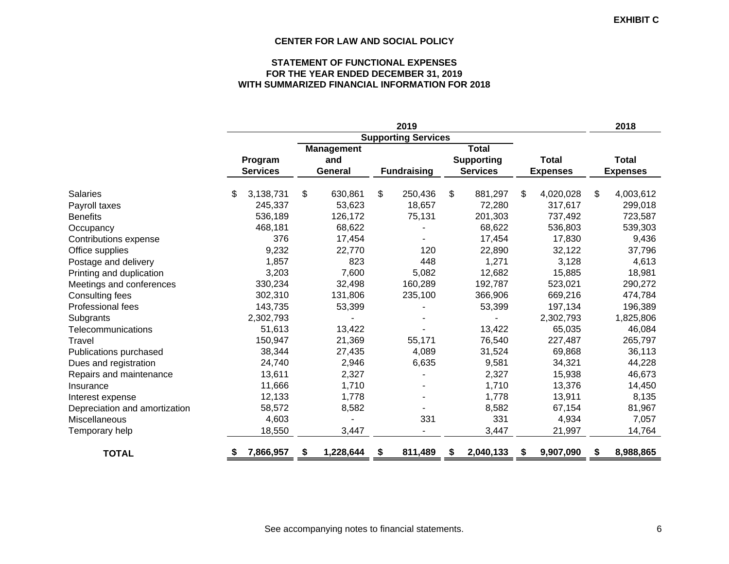**EXHIBIT C**

# CENTER FOR LAW AND SOCIAL POLICY

## STATEMENT OF FUNCTIONAL EXPENSES
## FOR THE YEAR ENDED DECEMBER 31, 2019
## WITH SUMMARIZED FINANCIAL INFORMATION FOR 2018

| | 2019 | | | | | 2018 |
|---|---|---|---|---|---|---|
| | | Supporting Services | | | | |
| | Program Services | Management and General | Fundraising | Total Supporting Services | Total Expenses | Total Expenses |
| Salaries | $ 3,138,731 | $ 630,861 | $ 250,436 | $ 881,297 | $ 4,020,028 | $ 4,003,612 |
| Payroll taxes | 245,337 | 53,623 | 18,657 | 72,280 | 317,617 | 299,018 |
| Benefits | 536,189 | 126,172 | 75,131 | 201,303 | 737,492 | 723,587 |
| Occupancy | 468,181 | 68,622 | - | 68,622 | 536,803 | 539,303 |
| Contributions expense | 376 | 17,454 | - | 17,454 | 17,830 | 9,436 |
| Office supplies | 9,232 | 22,770 | 120 | 22,890 | 32,122 | 37,796 |
| Postage and delivery | 1,857 | 823 | 448 | 1,271 | 3,128 | 4,613 |
| Printing and duplication | 3,203 | 7,600 | 5,082 | 12,682 | 15,885 | 18,981 |
| Meetings and conferences | 330,234 | 32,498 | 160,289 | 192,787 | 523,021 | 290,272 |
| Consulting fees | 302,310 | 131,806 | 235,100 | 366,906 | 669,216 | 474,784 |
| Professional fees | 143,735 | 53,399 | - | 53,399 | 197,134 | 196,389 |
| Subgrants | 2,302,793 | - | - | - | 2,302,793 | 1,825,806 |
| Telecommunications | 51,613 | 13,422 | - | 13,422 | 65,035 | 46,084 |
| Travel | 150,947 | 21,369 | 55,171 | 76,540 | 227,487 | 265,797 |
| Publications purchased | 38,344 | 27,435 | 4,089 | 31,524 | 69,868 | 36,113 |
| Dues and registration | 24,740 | 2,946 | 6,635 | 9,581 | 34,321 | 44,228 |
| Repairs and maintenance | 13,611 | 2,327 | - | 2,327 | 15,938 | 46,673 |
| Insurance | 11,666 | 1,710 | - | 1,710 | 13,376 | 14,450 |
| Interest expense | 12,133 | 1,778 | - | 1,778 | 13,911 | 8,135 |
| Depreciation and amortization | 58,572 | 8,582 | - | 8,582 | 67,154 | 81,967 |
| Miscellaneous | 4,603 | - | 331 | 331 | 4,934 | 7,057 |
| Temporary help | 18,550 | 3,447 | - | 3,447 | 21,997 | 14,764 |
| **TOTAL** | **$ 7,866,957** | **$ 1,228,644** | **$ 811,489** | **$ 2,040,133** | **$ 9,907,090** | **$ 8,988,865** |

See accompanying notes to financial statements.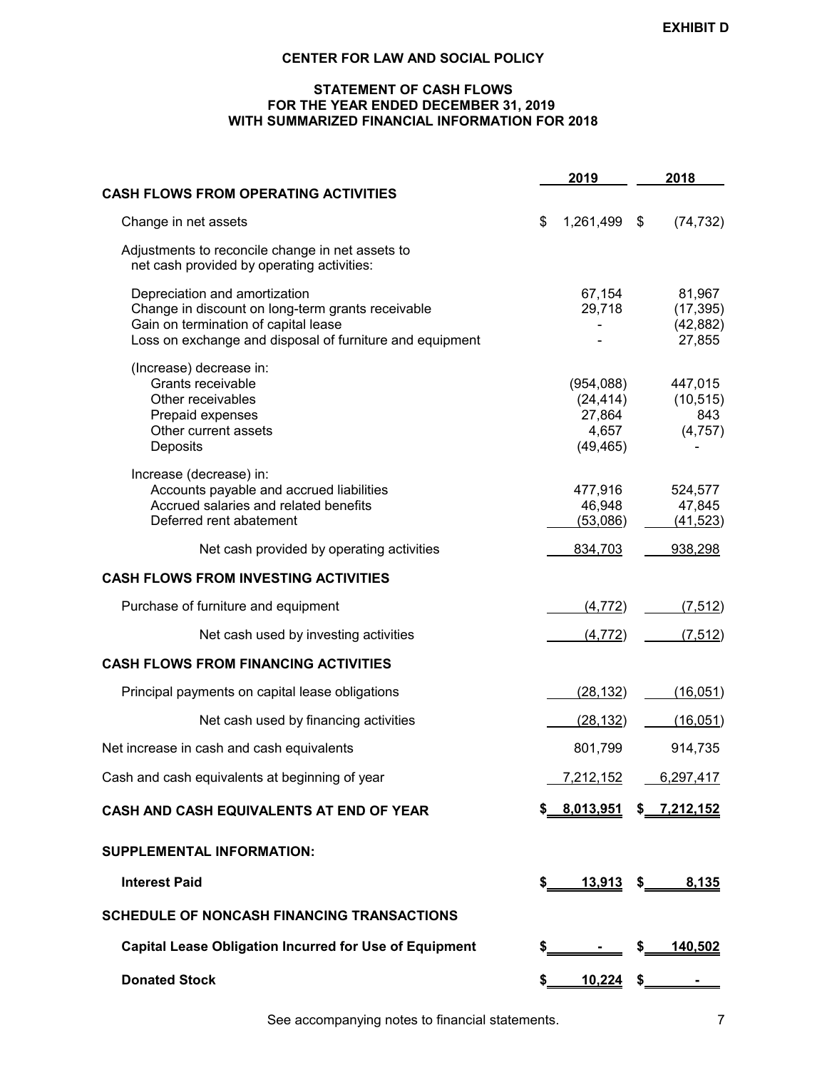**EXHIBIT D**

# CENTER FOR LAW AND SOCIAL POLICY

## STATEMENT OF CASH FLOWS
## FOR THE YEAR ENDED DECEMBER 31, 2019
## WITH SUMMARIZED FINANCIAL INFORMATION FOR 2018

| | 2019 | 2018 |
|---|---|---|
| **CASH FLOWS FROM OPERATING ACTIVITIES** | | |
| Change in net assets | $ 1,261,499 | $ (74,732) |
| Adjustments to reconcile change in net assets to net cash provided by operating activities: | | |
| Depreciation and amortization | 67,154 | 81,967 |
| Change in discount on long-term grants receivable | 29,718 | (17,395) |
| Gain on termination of capital lease | - | (42,882) |
| Loss on exchange and disposal of furniture and equipment | - | 27,855 |
| (Increase) decrease in: | | |
| Grants receivable | (954,088) | 447,015 |
| Other receivables | (24,414) | (10,515) |
| Prepaid expenses | 27,864 | 843 |
| Other current assets | 4,657 | (4,757) |
| Deposits | (49,465) | - |
| Increase (decrease) in: | | |
| Accounts payable and accrued liabilities | 477,916 | 524,577 |
| Accrued salaries and related benefits | 46,948 | 47,845 |
| Deferred rent abatement | (53,086) | (41,523) |
| Net cash provided by operating activities | 834,703 | 938,298 |
| **CASH FLOWS FROM INVESTING ACTIVITIES** | | |
| Purchase of furniture and equipment | (4,772) | (7,512) |
| Net cash used by investing activities | (4,772) | (7,512) |
| **CASH FLOWS FROM FINANCING ACTIVITIES** | | |
| Principal payments on capital lease obligations | (28,132) | (16,051) |
| Net cash used by financing activities | (28,132) | (16,051) |
| Net increase in cash and cash equivalents | 801,799 | 914,735 |
| Cash and cash equivalents at beginning of year | 7,212,152 | 6,297,417 |
| **CASH AND CASH EQUIVALENTS AT END OF YEAR** | **$ 8,013,951** | **$ 7,212,152** |
| **SUPPLEMENTAL INFORMATION:** | | |
| **Interest Paid** | **$ 13,913** | **$ 8,135** |
| **SCHEDULE OF NONCASH FINANCING TRANSACTIONS** | | |
| **Capital Lease Obligation Incurred for Use of Equipment** | **$ -** | **$ 140,502** |
| **Donated Stock** | **$ 10,224** | **$ -** |

See accompanying notes to financial statements.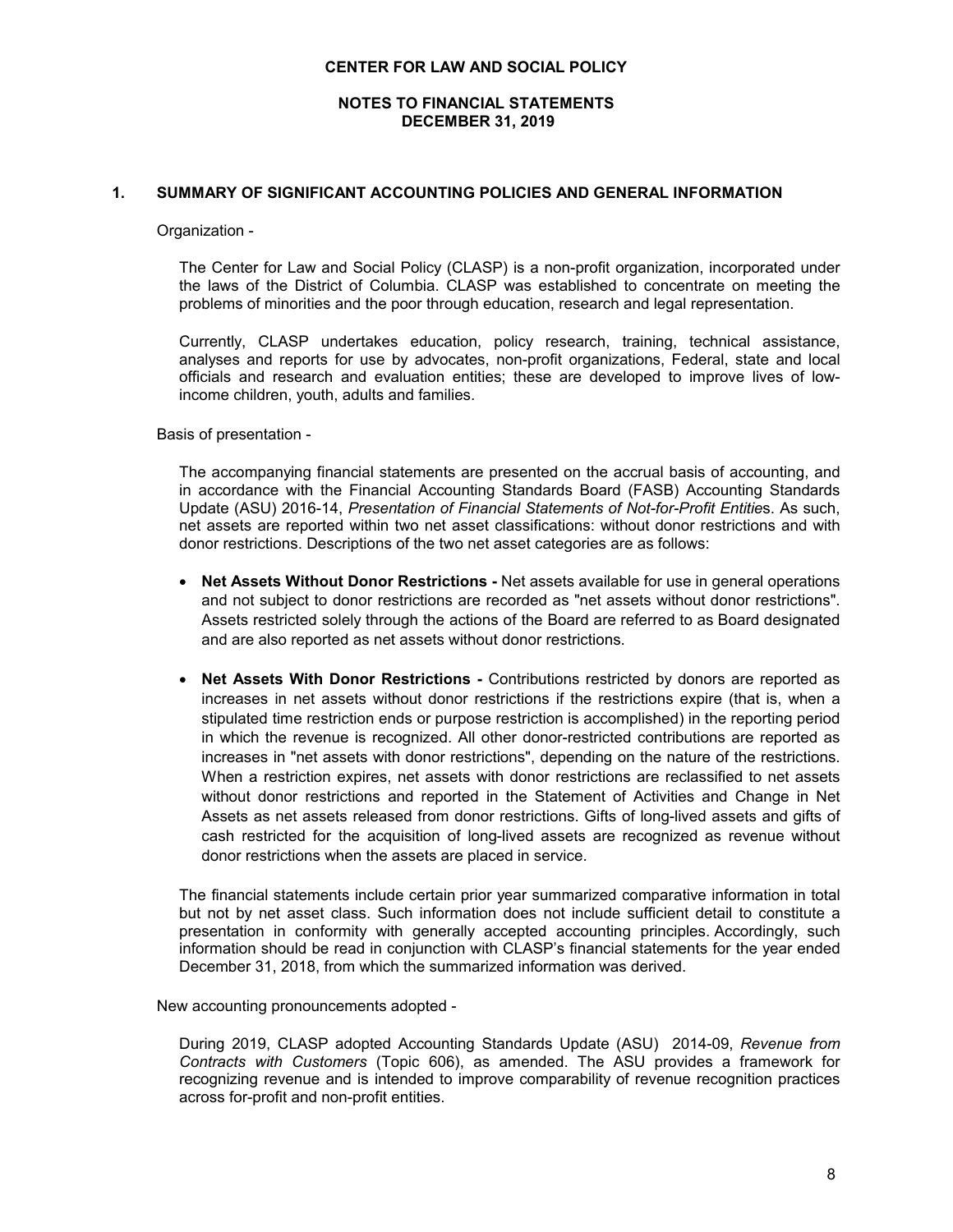# CENTER FOR LAW AND SOCIAL POLICY

## NOTES TO FINANCIAL STATEMENTS
## DECEMBER 31, 2019

### 1. SUMMARY OF SIGNIFICANT ACCOUNTING POLICIES AND GENERAL INFORMATION

Organization -

The Center for Law and Social Policy (CLASP) is a non-profit organization, incorporated under the laws of the District of Columbia. CLASP was established to concentrate on meeting the problems of minorities and the poor through education, research and legal representation.

Currently, CLASP undertakes education, policy research, training, technical assistance, analyses and reports for use by advocates, non-profit organizations, Federal, state and local officials and research and evaluation entities; these are developed to improve lives of low-income children, youth, adults and families.

Basis of presentation -

The accompanying financial statements are presented on the accrual basis of accounting, and in accordance with the Financial Accounting Standards Board (FASB) Accounting Standards Update (ASU) 2016-14, *Presentation of Financial Statements of Not-for-Profit Entities*. As such, net assets are reported within two net asset classifications: without donor restrictions and with donor restrictions. Descriptions of the two net asset categories are as follows:

- **Net Assets Without Donor Restrictions -** Net assets available for use in general operations and not subject to donor restrictions are recorded as "net assets without donor restrictions". Assets restricted solely through the actions of the Board are referred to as Board designated and are also reported as net assets without donor restrictions.

- **Net Assets With Donor Restrictions -** Contributions restricted by donors are reported as increases in net assets without donor restrictions if the restrictions expire (that is, when a stipulated time restriction ends or purpose restriction is accomplished) in the reporting period in which the revenue is recognized. All other donor-restricted contributions are reported as increases in "net assets with donor restrictions", depending on the nature of the restrictions. When a restriction expires, net assets with donor restrictions are reclassified to net assets without donor restrictions and reported in the Statement of Activities and Change in Net Assets as net assets released from donor restrictions. Gifts of long-lived assets and gifts of cash restricted for the acquisition of long-lived assets are recognized as revenue without donor restrictions when the assets are placed in service.

The financial statements include certain prior year summarized comparative information in total but not by net asset class. Such information does not include sufficient detail to constitute a presentation in conformity with generally accepted accounting principles. Accordingly, such information should be read in conjunction with CLASP's financial statements for the year ended December 31, 2018, from which the summarized information was derived.

New accounting pronouncements adopted -

During 2019, CLASP adopted Accounting Standards Update (ASU) 2014-09, *Revenue from Contracts with Customers* (Topic 606), as amended. The ASU provides a framework for recognizing revenue and is intended to improve comparability of revenue recognition practices across for-profit and non-profit entities.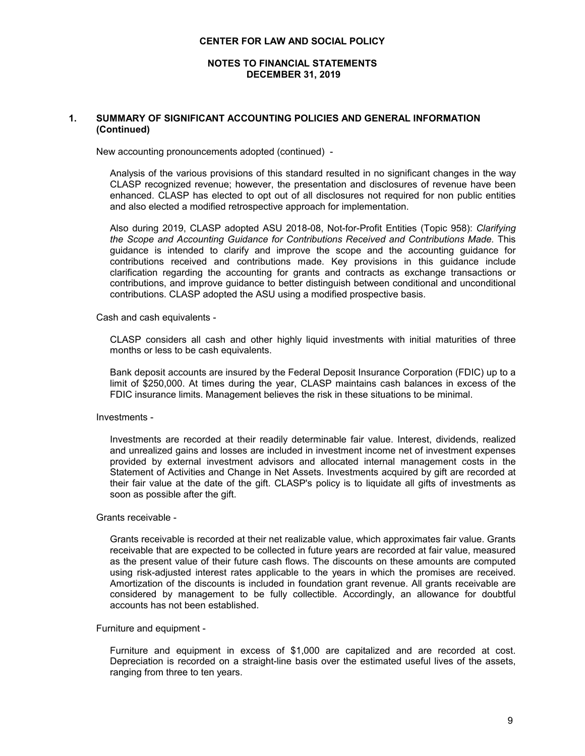# CENTER FOR LAW AND SOCIAL POLICY

## NOTES TO FINANCIAL STATEMENTS
## DECEMBER 31, 2019

### 1. SUMMARY OF SIGNIFICANT ACCOUNTING POLICIES AND GENERAL INFORMATION (Continued)

New accounting pronouncements adopted (continued) -

Analysis of the various provisions of this standard resulted in no significant changes in the way CLASP recognized revenue; however, the presentation and disclosures of revenue have been enhanced. CLASP has elected to opt out of all disclosures not required for non public entities and also elected a modified retrospective approach for implementation.

Also during 2019, CLASP adopted ASU 2018-08, Not-for-Profit Entities (Topic 958): *Clarifying the Scope and Accounting Guidance for Contributions Received and Contributions Made.* This guidance is intended to clarify and improve the scope and the accounting guidance for contributions received and contributions made. Key provisions in this guidance include clarification regarding the accounting for grants and contracts as exchange transactions or contributions, and improve guidance to better distinguish between conditional and unconditional contributions. CLASP adopted the ASU using a modified prospective basis.

Cash and cash equivalents -

CLASP considers all cash and other highly liquid investments with initial maturities of three months or less to be cash equivalents.

Bank deposit accounts are insured by the Federal Deposit Insurance Corporation (FDIC) up to a limit of $250,000. At times during the year, CLASP maintains cash balances in excess of the FDIC insurance limits. Management believes the risk in these situations to be minimal.

Investments -

Investments are recorded at their readily determinable fair value. Interest, dividends, realized and unrealized gains and losses are included in investment income net of investment expenses provided by external investment advisors and allocated internal management costs in the Statement of Activities and Change in Net Assets. Investments acquired by gift are recorded at their fair value at the date of the gift. CLASP's policy is to liquidate all gifts of investments as soon as possible after the gift.

Grants receivable -

Grants receivable is recorded at their net realizable value, which approximates fair value. Grants receivable that are expected to be collected in future years are recorded at fair value, measured as the present value of their future cash flows. The discounts on these amounts are computed using risk-adjusted interest rates applicable to the years in which the promises are received. Amortization of the discounts is included in foundation grant revenue. All grants receivable are considered by management to be fully collectible. Accordingly, an allowance for doubtful accounts has not been established.

Furniture and equipment -

Furniture and equipment in excess of $1,000 are capitalized and are recorded at cost. Depreciation is recorded on a straight-line basis over the estimated useful lives of the assets, ranging from three to ten years.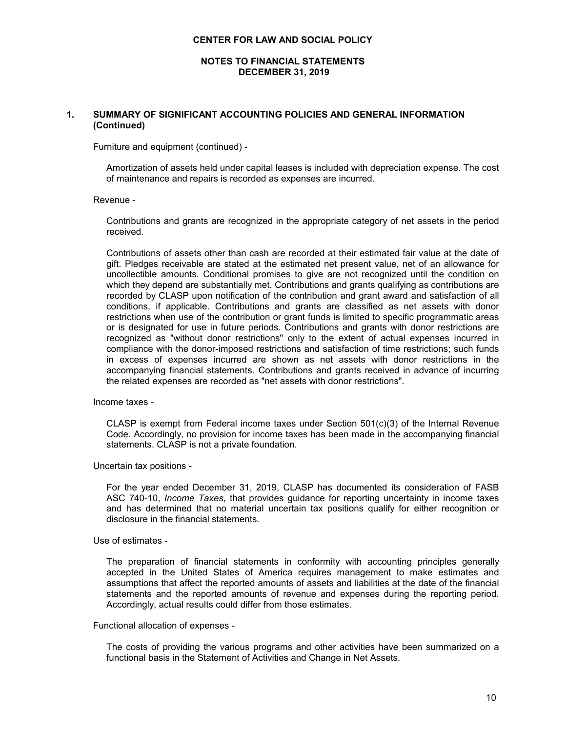**CENTER FOR LAW AND SOCIAL POLICY**

**NOTES TO FINANCIAL STATEMENTS**
**DECEMBER 31, 2019**

## 1. SUMMARY OF SIGNIFICANT ACCOUNTING POLICIES AND GENERAL INFORMATION (Continued)

Furniture and equipment (continued) -

Amortization of assets held under capital leases is included with depreciation expense. The cost of maintenance and repairs is recorded as expenses are incurred.

Revenue -

Contributions and grants are recognized in the appropriate category of net assets in the period received.

Contributions of assets other than cash are recorded at their estimated fair value at the date of gift. Pledges receivable are stated at the estimated net present value, net of an allowance for uncollectible amounts. Conditional promises to give are not recognized until the condition on which they depend are substantially met. Contributions and grants qualifying as contributions are recorded by CLASP upon notification of the contribution and grant award and satisfaction of all conditions, if applicable. Contributions and grants are classified as net assets with donor restrictions when use of the contribution or grant funds is limited to specific programmatic areas or is designated for use in future periods. Contributions and grants with donor restrictions are recognized as "without donor restrictions" only to the extent of actual expenses incurred in compliance with the donor-imposed restrictions and satisfaction of time restrictions; such funds in excess of expenses incurred are shown as net assets with donor restrictions in the accompanying financial statements. Contributions and grants received in advance of incurring the related expenses are recorded as "net assets with donor restrictions".

Income taxes -

CLASP is exempt from Federal income taxes under Section 501(c)(3) of the Internal Revenue Code. Accordingly, no provision for income taxes has been made in the accompanying financial statements. CLASP is not a private foundation.

Uncertain tax positions -

For the year ended December 31, 2019, CLASP has documented its consideration of FASB ASC 740-10, *Income Taxes*, that provides guidance for reporting uncertainty in income taxes and has determined that no material uncertain tax positions qualify for either recognition or disclosure in the financial statements.

Use of estimates -

The preparation of financial statements in conformity with accounting principles generally accepted in the United States of America requires management to make estimates and assumptions that affect the reported amounts of assets and liabilities at the date of the financial statements and the reported amounts of revenue and expenses during the reporting period. Accordingly, actual results could differ from those estimates.

Functional allocation of expenses -

The costs of providing the various programs and other activities have been summarized on a functional basis in the Statement of Activities and Change in Net Assets.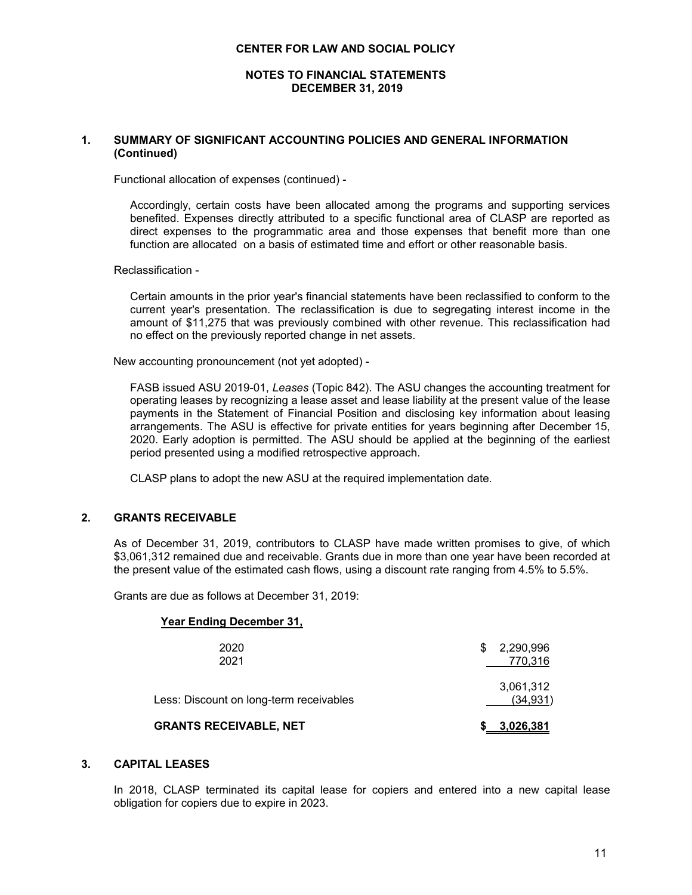## 1. SUMMARY OF SIGNIFICANT ACCOUNTING POLICIES AND GENERAL INFORMATION (Continued)

Functional allocation of expenses (continued) -

Accordingly, certain costs have been allocated among the programs and supporting services benefited. Expenses directly attributed to a specific functional area of CLASP are reported as direct expenses to the programmatic area and those expenses that benefit more than one function are allocated on a basis of estimated time and effort or other reasonable basis.

Reclassification -

Certain amounts in the prior year's financial statements have been reclassified to conform to the current year's presentation. The reclassification is due to segregating interest income in the amount of $11,275 that was previously combined with other revenue. This reclassification had no effect on the previously reported change in net assets.

New accounting pronouncement (not yet adopted) -

FASB issued ASU 2019-01, *Leases* (Topic 842). The ASU changes the accounting treatment for operating leases by recognizing a lease asset and lease liability at the present value of the lease payments in the Statement of Financial Position and disclosing key information about leasing arrangements. The ASU is effective for private entities for years beginning after December 15, 2020. Early adoption is permitted. The ASU should be applied at the beginning of the earliest period presented using a modified retrospective approach.

CLASP plans to adopt the new ASU at the required implementation date.

## 2. GRANTS RECEIVABLE

As of December 31, 2019, contributors to CLASP have made written promises to give, of which $3,061,312 remained due and receivable. Grants due in more than one year have been recorded at the present value of the estimated cash flows, using a discount rate ranging from 4.5% to 5.5%.

Grants are due as follows at December 31, 2019:

| Year Ending December 31, | |
|---|---|
| 2020 | $ 2,290,996 |
| 2021 | 770,316 |
| | 3,061,312 |
| Less: Discount on long-term receivables | (34,931) |
| **GRANTS RECEIVABLE, NET** | **$ 3,026,381** |

## 3. CAPITAL LEASES

In 2018, CLASP terminated its capital lease for copiers and entered into a new capital lease obligation for copiers due to expire in 2023.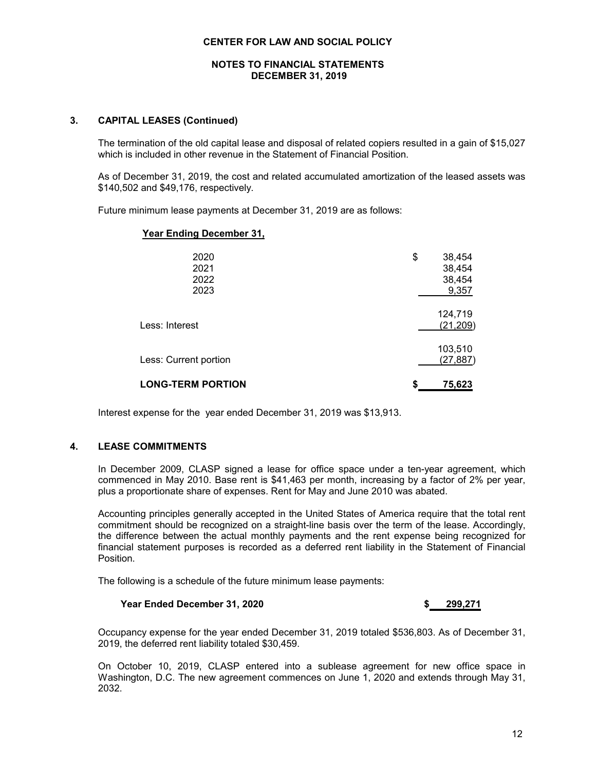**CENTER FOR LAW AND SOCIAL POLICY**

**NOTES TO FINANCIAL STATEMENTS**
**DECEMBER 31, 2019**

## 3. CAPITAL LEASES (Continued)

The termination of the old capital lease and disposal of related copiers resulted in a gain of $15,027 which is included in other revenue in the Statement of Financial Position.

As of December 31, 2019, the cost and related accumulated amortization of the leased assets was $140,502 and $49,176, respectively.

Future minimum lease payments at December 31, 2019 are as follows:

| Year Ending December 31, | |
|---|---|
| 2020 | $ 38,454 |
| 2021 | 38,454 |
| 2022 | 38,454 |
| 2023 | 9,357 |
| | 124,719 |
| Less: Interest | (21,209) |
| | 103,510 |
| Less: Current portion | (27,887) |
| **LONG-TERM PORTION** | **$ 75,623** |

Interest expense for the year ended December 31, 2019 was $13,913.

## 4. LEASE COMMITMENTS

In December 2009, CLASP signed a lease for office space under a ten-year agreement, which commenced in May 2010. Base rent is $41,463 per month, increasing by a factor of 2% per year, plus a proportionate share of expenses. Rent for May and June 2010 was abated.

Accounting principles generally accepted in the United States of America require that the total rent commitment should be recognized on a straight-line basis over the term of the lease. Accordingly, the difference between the actual monthly payments and the rent expense being recognized for financial statement purposes is recorded as a deferred rent liability in the Statement of Financial Position.

The following is a schedule of the future minimum lease payments:

| | |
|---|---|
| **Year Ended December 31, 2020** | **$ 299,271** |

Occupancy expense for the year ended December 31, 2019 totaled $536,803. As of December 31, 2019, the deferred rent liability totaled $30,459.

On October 10, 2019, CLASP entered into a sublease agreement for new office space in Washington, D.C. The new agreement commences on June 1, 2020 and extends through May 31, 2032.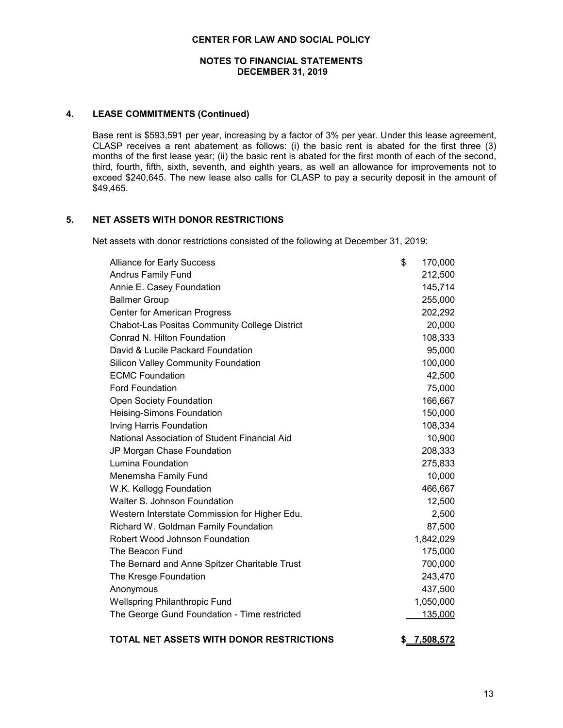## 4. LEASE COMMITMENTS (Continued)

Base rent is $593,591 per year, increasing by a factor of 3% per year. Under this lease agreement, CLASP receives a rent abatement as follows: (i) the basic rent is abated for the first three (3) months of the first lease year; (ii) the basic rent is abated for the first month of each of the second, third, fourth, fifth, sixth, seventh, and eighth years, as well an allowance for improvements not to exceed $240,645. The new lease also calls for CLASP to pay a security deposit in the amount of $49,465.

## 5. NET ASSETS WITH DONOR RESTRICTIONS

Net assets with donor restrictions consisted of the following at December 31, 2019:

| | |
|---|---|
| Alliance for Early Success | $ 170,000 |
| Andrus Family Fund | 212,500 |
| Annie E. Casey Foundation | 145,714 |
| Ballmer Group | 255,000 |
| Center for American Progress | 202,292 |
| Chabot-Las Positas Community College District | 20,000 |
| Conrad N. Hilton Foundation | 108,333 |
| David & Lucile Packard Foundation | 95,000 |
| Silicon Valley Community Foundation | 100,000 |
| ECMC Foundation | 42,500 |
| Ford Foundation | 75,000 |
| Open Society Foundation | 166,667 |
| Heising-Simons Foundation | 150,000 |
| Irving Harris Foundation | 108,334 |
| National Association of Student Financial Aid | 10,900 |
| JP Morgan Chase Foundation | 208,333 |
| Lumina Foundation | 275,833 |
| Menemsha Family Fund | 10,000 |
| W.K. Kellogg Foundation | 466,667 |
| Walter S. Johnson Foundation | 12,500 |
| Western Interstate Commission for Higher Edu. | 2,500 |
| Richard W. Goldman Family Foundation | 87,500 |
| Robert Wood Johnson Foundation | 1,842,029 |
| The Beacon Fund | 175,000 |
| The Bernard and Anne Spitzer Charitable Trust | 700,000 |
| The Kresge Foundation | 243,470 |
| Anonymous | 437,500 |
| Wellspring Philanthropic Fund | 1,050,000 |
| The George Gund Foundation - Time restricted | 135,000 |
| **TOTAL NET ASSETS WITH DONOR RESTRICTIONS** | **$ 7,508,572** |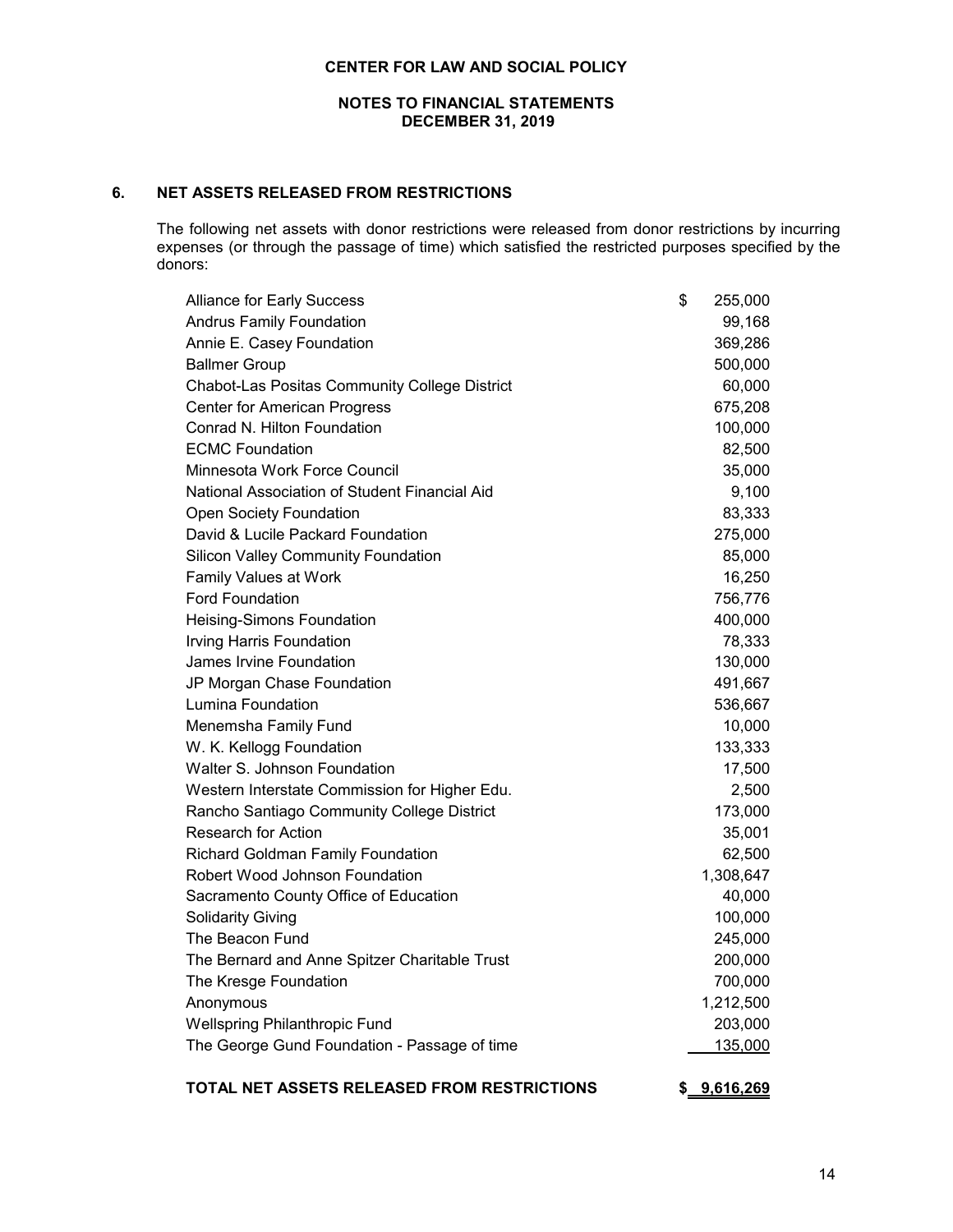# CENTER FOR LAW AND SOCIAL POLICY

## NOTES TO FINANCIAL STATEMENTS
## DECEMBER 31, 2019

### 6. NET ASSETS RELEASED FROM RESTRICTIONS

The following net assets with donor restrictions were released from donor restrictions by incurring expenses (or through the passage of time) which satisfied the restricted purposes specified by the donors:

| | |
|---|---|
| Alliance for Early Success | $ 255,000 |
| Andrus Family Foundation | 99,168 |
| Annie E. Casey Foundation | 369,286 |
| Ballmer Group | 500,000 |
| Chabot-Las Positas Community College District | 60,000 |
| Center for American Progress | 675,208 |
| Conrad N. Hilton Foundation | 100,000 |
| ECMC Foundation | 82,500 |
| Minnesota Work Force Council | 35,000 |
| National Association of Student Financial Aid | 9,100 |
| Open Society Foundation | 83,333 |
| David & Lucile Packard Foundation | 275,000 |
| Silicon Valley Community Foundation | 85,000 |
| Family Values at Work | 16,250 |
| Ford Foundation | 756,776 |
| Heising-Simons Foundation | 400,000 |
| Irving Harris Foundation | 78,333 |
| James Irvine Foundation | 130,000 |
| JP Morgan Chase Foundation | 491,667 |
| Lumina Foundation | 536,667 |
| Menemsha Family Fund | 10,000 |
| W. K. Kellogg Foundation | 133,333 |
| Walter S. Johnson Foundation | 17,500 |
| Western Interstate Commission for Higher Edu. | 2,500 |
| Rancho Santiago Community College District | 173,000 |
| Research for Action | 35,001 |
| Richard Goldman Family Foundation | 62,500 |
| Robert Wood Johnson Foundation | 1,308,647 |
| Sacramento County Office of Education | 40,000 |
| Solidarity Giving | 100,000 |
| The Beacon Fund | 245,000 |
| The Bernard and Anne Spitzer Charitable Trust | 200,000 |
| The Kresge Foundation | 700,000 |
| Anonymous | 1,212,500 |
| Wellspring Philanthropic Fund | 203,000 |
| The George Gund Foundation - Passage of time | 135,000 |
| **TOTAL NET ASSETS RELEASED FROM RESTRICTIONS** | **$ 9,616,269** |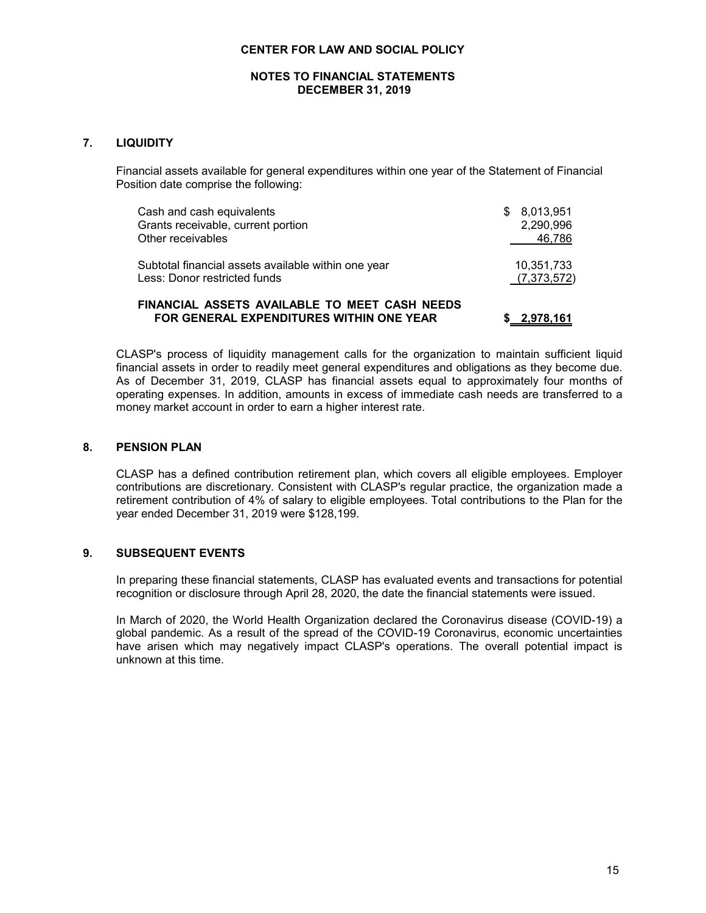## 7. LIQUIDITY

Financial assets available for general expenditures within one year of the Statement of Financial Position date comprise the following:

| | |
|---|---|
| Cash and cash equivalents | $ 8,013,951 |
| Grants receivable, current portion | 2,290,996 |
| Other receivables | 46,786 |
| Subtotal financial assets available within one year | 10,351,733 |
| Less: Donor restricted funds | (7,373,572) |
| **FINANCIAL ASSETS AVAILABLE TO MEET CASH NEEDS FOR GENERAL EXPENDITURES WITHIN ONE YEAR** | **$ 2,978,161** |

CLASP's process of liquidity management calls for the organization to maintain sufficient liquid financial assets in order to readily meet general expenditures and obligations as they become due. As of December 31, 2019, CLASP has financial assets equal to approximately four months of operating expenses. In addition, amounts in excess of immediate cash needs are transferred to a money market account in order to earn a higher interest rate.

## 8. PENSION PLAN

CLASP has a defined contribution retirement plan, which covers all eligible employees. Employer contributions are discretionary. Consistent with CLASP's regular practice, the organization made a retirement contribution of 4% of salary to eligible employees. Total contributions to the Plan for the year ended December 31, 2019 were $128,199.

## 9. SUBSEQUENT EVENTS

In preparing these financial statements, CLASP has evaluated events and transactions for potential recognition or disclosure through April 28, 2020, the date the financial statements were issued.

In March of 2020, the World Health Organization declared the Coronavirus disease (COVID-19) a global pandemic. As a result of the spread of the COVID-19 Coronavirus, economic uncertainties have arisen which may negatively impact CLASP's operations. The overall potential impact is unknown at this time.